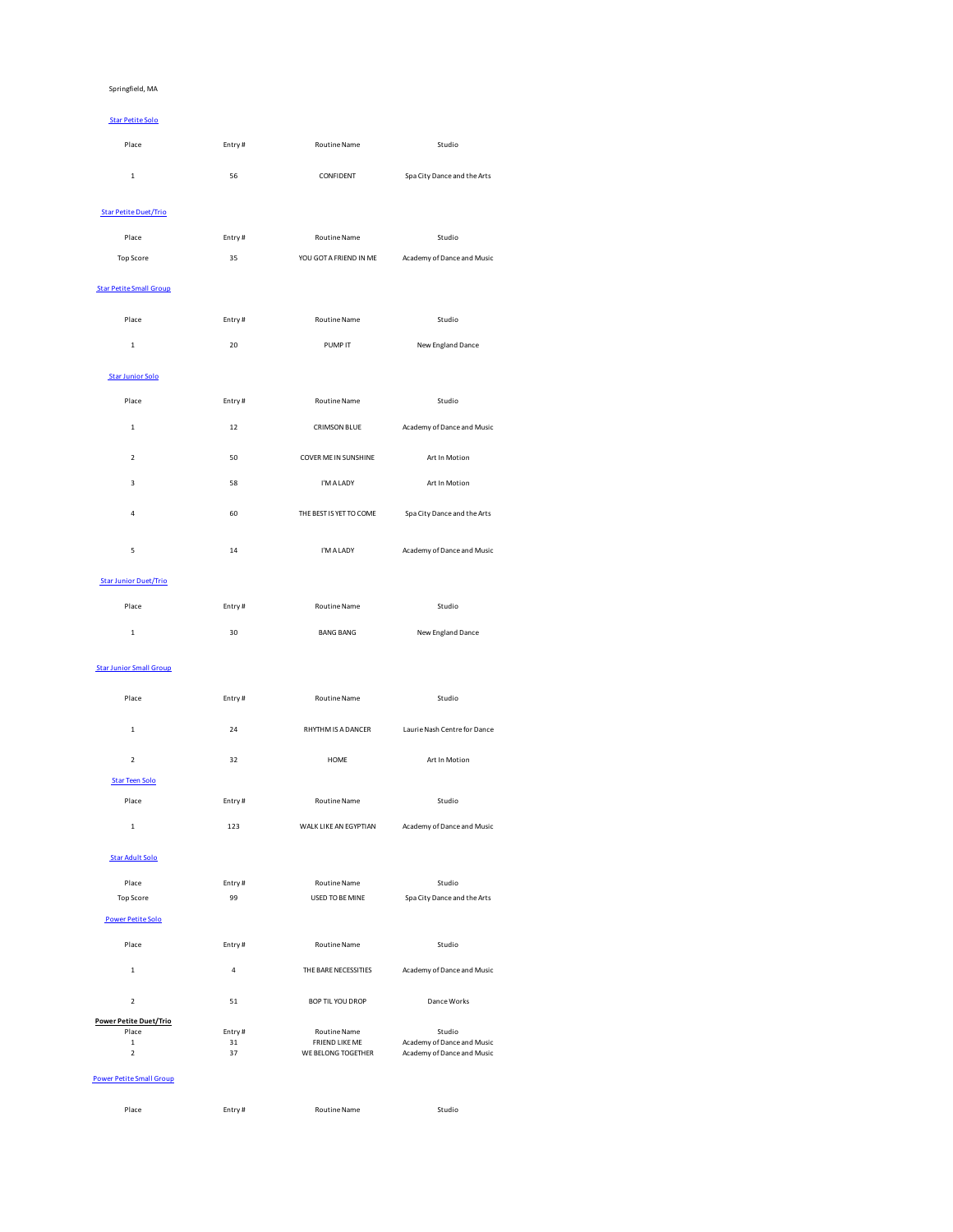Springfield, MA

### Star Petite Solo

| Place | Entry # | Routine Name | Studio |
| --- | --- | --- | --- |
| 1 | 56 | CONFIDENT | Spa City Dance and the Arts |

### Star Petite Duet/Trio

| Place | Entry # | Routine Name | Studio |
| --- | --- | --- | --- |
| Top Score | 35 | YOU GOT A FRIEND IN ME | Academy of Dance and Music |

### Star Petite Small Group

| Place | Entry # | Routine Name | Studio |
| --- | --- | --- | --- |
| 1 | 20 | PUMP IT | New England Dance |

### Star Junior Solo

| Place | Entry # | Routine Name | Studio |
| --- | --- | --- | --- |
| 1 | 12 | CRIMSON BLUE | Academy of Dance and Music |
| 2 | 50 | COVER ME IN SUNSHINE | Art In Motion |
| 3 | 58 | I'M A LADY | Art In Motion |
| 4 | 60 | THE BEST IS YET TO COME | Spa City Dance and the Arts |
| 5 | 14 | I'M A LADY | Academy of Dance and Music |

### Star Junior Duet/Trio

| Place | Entry # | Routine Name | Studio |
| --- | --- | --- | --- |
| 1 | 30 | BANG BANG | New England Dance |

### Star Junior Small Group

| Place | Entry # | Routine Name | Studio |
| --- | --- | --- | --- |
| 1 | 24 | RHYTHM IS A DANCER | Laurie Nash Centre for Dance |
| 2 | 32 | HOME | Art In Motion |

### Star Teen Solo

| Place | Entry # | Routine Name | Studio |
| --- | --- | --- | --- |
| 1 | 123 | WALK LIKE AN EGYPTIAN | Academy of Dance and Music |

### Star Adult Solo

| Place | Entry # | Routine Name | Studio |
| --- | --- | --- | --- |
| Top Score | 99 | USED TO BE MINE | Spa City Dance and the Arts |

### Power Petite Solo

| Place | Entry # | Routine Name | Studio |
| --- | --- | --- | --- |
| 1 | 4 | THE BARE NECESSITIES | Academy of Dance and Music |
| 2 | 51 | BOP TIL YOU DROP | Dance Works |

### Power Petite Duet/Trio

| Place | Entry # | Routine Name | Studio |
| --- | --- | --- | --- |
| 1 | 31 | FRIEND LIKE ME | Academy of Dance and Music |
| 2 | 37 | WE BELONG TOGETHER | Academy of Dance and Music |

### Power Petite Small Group

| Place | Entry # | Routine Name | Studio |
| --- | --- | --- | --- |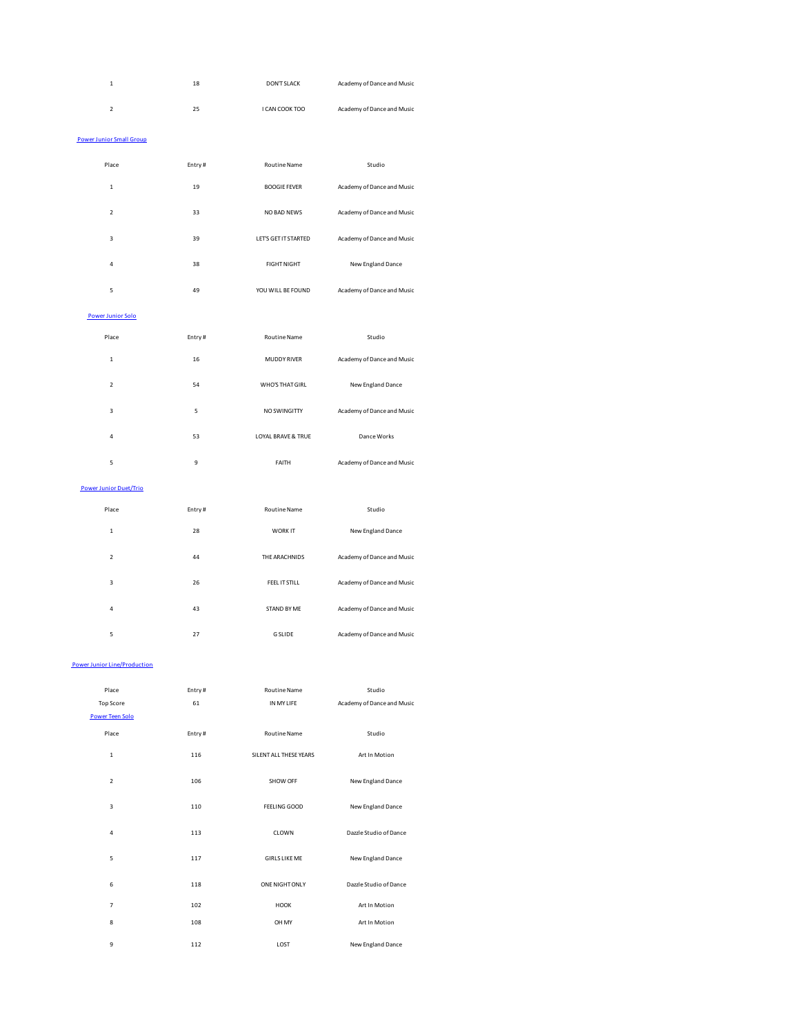| Place | Entry # | Routine Name | Studio |
|---|---|---|---|
| 1 | 18 | DON'T SLACK | Academy of Dance and Music |
| 2 | 25 | I CAN COOK TOO | Academy of Dance and Music |

Power Junior Small Group

| Place | Entry # | Routine Name | Studio |
|---|---|---|---|
| 1 | 19 | BOOGIE FEVER | Academy of Dance and Music |
| 2 | 33 | NO BAD NEWS | Academy of Dance and Music |
| 3 | 39 | LET'S GET IT STARTED | Academy of Dance and Music |
| 4 | 38 | FIGHT NIGHT | New England Dance |
| 5 | 49 | YOU WILL BE FOUND | Academy of Dance and Music |

Power Junior Solo

| Place | Entry # | Routine Name | Studio |
|---|---|---|---|
| 1 | 16 | MUDDY RIVER | Academy of Dance and Music |
| 2 | 54 | WHO'S THAT GIRL | New England Dance |
| 3 | 5 | NO SWINGITTY | Academy of Dance and Music |
| 4 | 53 | LOYAL BRAVE & TRUE | Dance Works |
| 5 | 9 | FAITH | Academy of Dance and Music |

Power Junior Duet/Trio

| Place | Entry # | Routine Name | Studio |
|---|---|---|---|
| 1 | 28 | WORK IT | New England Dance |
| 2 | 44 | THE ARACHNIDS | Academy of Dance and Music |
| 3 | 26 | FEEL IT STILL | Academy of Dance and Music |
| 4 | 43 | STAND BY ME | Academy of Dance and Music |
| 5 | 27 | G SLIDE | Academy of Dance and Music |

Power Junior Line/Production

| Place | Entry # | Routine Name | Studio |
|---|---|---|---|
| Top Score | 61 | IN MY LIFE | Academy of Dance and Music |

Power Teen Solo

| Place | Entry # | Routine Name | Studio |
|---|---|---|---|
| 1 | 116 | SILENT ALL THESE YEARS | Art In Motion |
| 2 | 106 | SHOW OFF | New England Dance |
| 3 | 110 | FEELING GOOD | New England Dance |
| 4 | 113 | CLOWN | Dazzle Studio of Dance |
| 5 | 117 | GIRLS LIKE ME | New England Dance |
| 6 | 118 | ONE NIGHT ONLY | Dazzle Studio of Dance |
| 7 | 102 | HOOK | Art In Motion |
| 8 | 108 | OH MY | Art In Motion |
| 9 | 112 | LOST | New England Dance |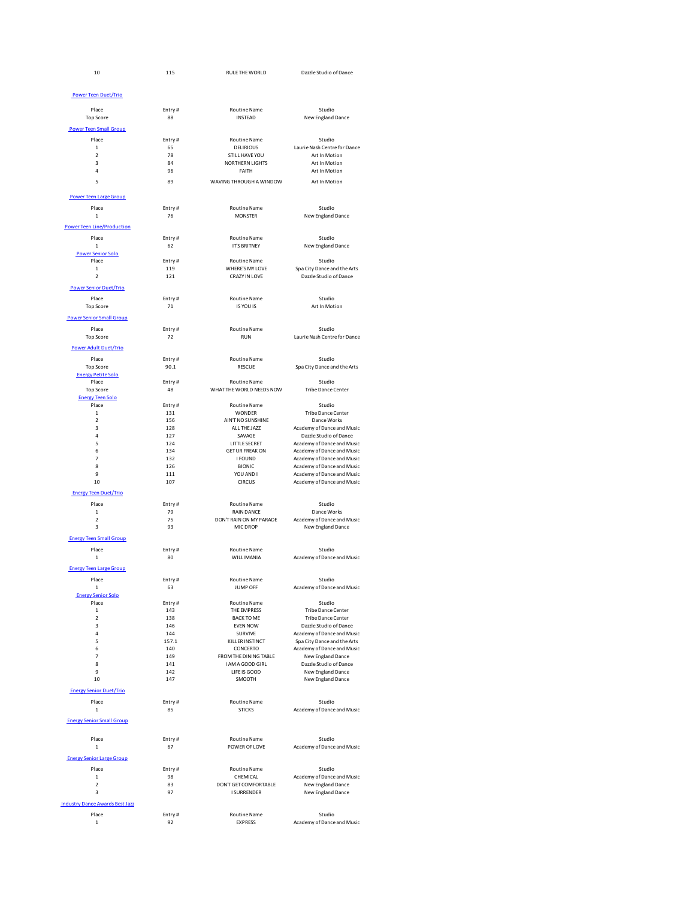| Place | Entry # | Routine Name | Studio |
| --- | --- | --- | --- |
| 10 | 115 | RULE THE WORLD | Dazzle Studio of Dance |

### Power Teen Duet/Trio

| Place | Entry # | Routine Name | Studio |
| --- | --- | --- | --- |
| Top Score | 88 | INSTEAD | New England Dance |

### Power Teen Small Group

| Place | Entry # | Routine Name | Studio |
| --- | --- | --- | --- |
| 1 | 65 | DELIRIOUS | Laurie Nash Centre for Dance |
| 2 | 78 | STILL HAVE YOU | Art In Motion |
| 3 | 84 | NORTHERN LIGHTS | Art In Motion |
| 4 | 96 | FAITH | Art In Motion |
| 5 | 89 | WAVING THROUGH A WINDOW | Art In Motion |

### Power Teen Large Group

| Place | Entry # | Routine Name | Studio |
| --- | --- | --- | --- |
| 1 | 76 | MONSTER | New England Dance |

### Power Teen Line/Production

| Place | Entry # | Routine Name | Studio |
| --- | --- | --- | --- |
| 1 | 62 | IT'S BRITNEY | New England Dance |

### Power Senior Solo

| Place | Entry # | Routine Name | Studio |
| --- | --- | --- | --- |
| 1 | 119 | WHERE'S MY LOVE | Spa City Dance and the Arts |
| 2 | 121 | CRAZY IN LOVE | Dazzle Studio of Dance |

### Power Senior Duet/Trio

| Place | Entry # | Routine Name | Studio |
| --- | --- | --- | --- |
| Top Score | 71 | IS YOU IS | Art In Motion |

### Power Senior Small Group

| Place | Entry # | Routine Name | Studio |
| --- | --- | --- | --- |
| Top Score | 72 | RUN | Laurie Nash Centre for Dance |

### Power Adult Duet/Trio

| Place | Entry # | Routine Name | Studio |
| --- | --- | --- | --- |
| Top Score | 90.1 | RESCUE | Spa City Dance and the Arts |

### Energy Petite Solo

| Place | Entry # | Routine Name | Studio |
| --- | --- | --- | --- |
| Top Score | 48 | WHAT THE WORLD NEEDS NOW | Tribe Dance Center |

### Energy Teen Solo

| Place | Entry # | Routine Name | Studio |
| --- | --- | --- | --- |
| 1 | 131 | WONDER | Tribe Dance Center |
| 2 | 156 | AIN'T NO SUNSHINE | Dance Works |
| 3 | 128 | ALL THE JAZZ | Academy of Dance and Music |
| 4 | 127 | SAVAGE | Dazzle Studio of Dance |
| 5 | 124 | LITTLE SECRET | Academy of Dance and Music |
| 6 | 134 | GET UR FREAK ON | Academy of Dance and Music |
| 7 | 132 | I FOUND | Academy of Dance and Music |
| 8 | 126 | BIONIC | Academy of Dance and Music |
| 9 | 111 | YOU AND I | Academy of Dance and Music |
| 10 | 107 | CIRCUS | Academy of Dance and Music |

### Energy Teen Duet/Trio

| Place | Entry # | Routine Name | Studio |
| --- | --- | --- | --- |
| 1 | 79 | RAIN DANCE | Dance Works |
| 2 | 75 | DON'T RAIN ON MY PARADE | Academy of Dance and Music |
| 3 | 93 | MIC DROP | New England Dance |

### Energy Teen Small Group

| Place | Entry # | Routine Name | Studio |
| --- | --- | --- | --- |
| 1 | 80 | WILLIMANIA | Academy of Dance and Music |

### Energy Teen Large Group

| Place | Entry # | Routine Name | Studio |
| --- | --- | --- | --- |
| 1 | 63 | JUMP OFF | Academy of Dance and Music |

### Energy Senior Solo

| Place | Entry # | Routine Name | Studio |
| --- | --- | --- | --- |
| 1 | 143 | THE EMPRESS | Tribe Dance Center |
| 2 | 138 | BACK TO ME | Tribe Dance Center |
| 3 | 146 | EVEN NOW | Dazzle Studio of Dance |
| 4 | 144 | SURVIVE | Academy of Dance and Music |
| 5 | 157.1 | KILLER INSTINCT | Spa City Dance and the Arts |
| 6 | 140 | CONCERTO | Academy of Dance and Music |
| 7 | 149 | FROM THE DINING TABLE | New England Dance |
| 8 | 141 | I AM A GOOD GIRL | Dazzle Studio of Dance |
| 9 | 142 | LIFE IS GOOD | New England Dance |
| 10 | 147 | SMOOTH | New England Dance |

### Energy Senior Duet/Trio

| Place | Entry # | Routine Name | Studio |
| --- | --- | --- | --- |
| 1 | 85 | STICKS | Academy of Dance and Music |

### Energy Senior Small Group

| Place | Entry # | Routine Name | Studio |
| --- | --- | --- | --- |
| 1 | 67 | POWER OF LOVE | Academy of Dance and Music |

### Energy Senior Large Group

| Place | Entry # | Routine Name | Studio |
| --- | --- | --- | --- |
| 1 | 98 | CHEMICAL | Academy of Dance and Music |
| 2 | 83 | DON'T GET COMFORTABLE | New England Dance |
| 3 | 97 | I SURRENDER | New England Dance |

### Industry Dance Awards Best Jazz

| Place | Entry # | Routine Name | Studio |
| --- | --- | --- | --- |
| 1 | 92 | EXPRESS | Academy of Dance and Music |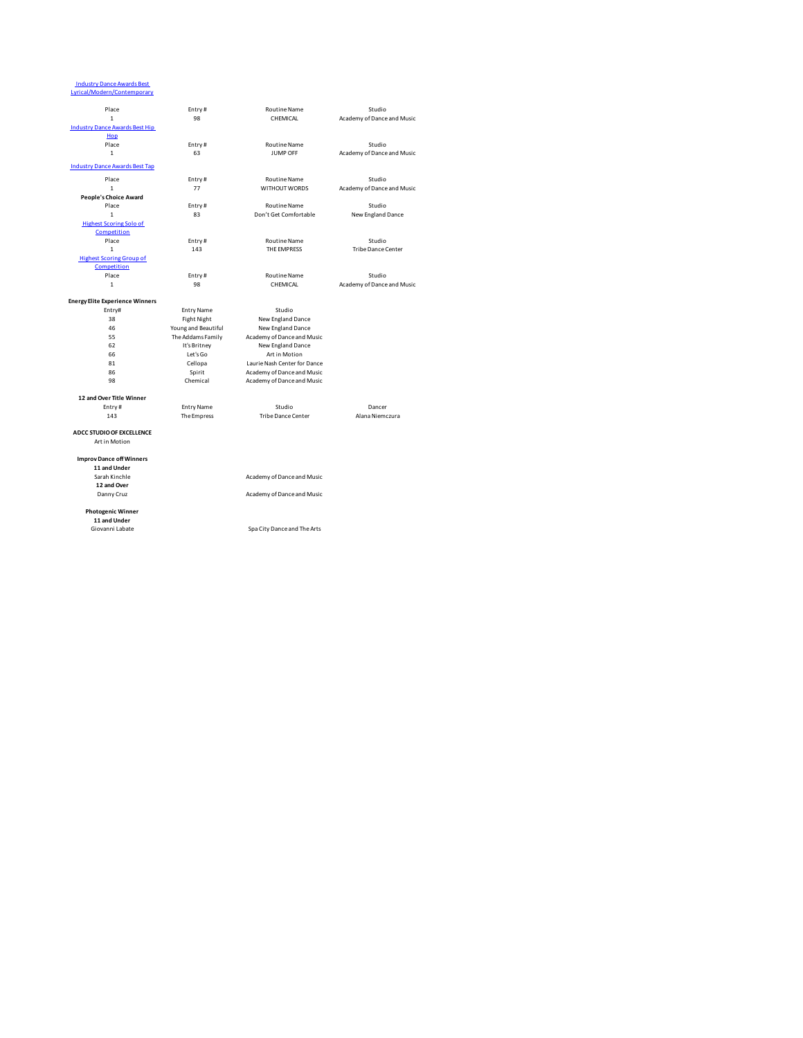## Industry Dance Awards Best Lyrical/Modern/Contemporary

| Place | Entry # | Routine Name | Studio |
|---|---|---|---|
| 1 | 98 | CHEMICAL | Academy of Dance and Music |

## Industry Dance Awards Best Hip Hop

| Place | Entry # | Routine Name | Studio |
|---|---|---|---|
| 1 | 63 | JUMP OFF | Academy of Dance and Music |

## Industry Dance Awards Best Tap

| Place | Entry # | Routine Name | Studio |
|---|---|---|---|
| 1 | 77 | WITHOUT WORDS | Academy of Dance and Music |

**People's Choice Award**

| Place | Entry # | Routine Name | Studio |
|---|---|---|---|
| 1 | 83 | Don't Get Comfortable | New England Dance |

## Highest Scoring Solo of Competition

| Place | Entry # | Routine Name | Studio |
|---|---|---|---|
| 1 | 143 | THE EMPRESS | Tribe Dance Center |

## Highest Scoring Group of Competition

| Place | Entry # | Routine Name | Studio |
|---|---|---|---|
| 1 | 98 | CHEMICAL | Academy of Dance and Music |

**Energy Elite Experience Winners**

| Entry# | Entry Name | Studio |
|---|---|---|
| 38 | Fight Night | New England Dance |
| 46 | Young and Beautiful | New England Dance |
| 55 | The Addams Family | Academy of Dance and Music |
| 62 | It's Britney | New England Dance |
| 66 | Let's Go | Art in Motion |
| 81 | Cellopa | Laurie Nash Center for Dance |
| 86 | Spirit | Academy of Dance and Music |
| 98 | Chemical | Academy of Dance and Music |

**12 and Over Title Winner**

| Entry # | Entry Name | Studio | Dancer |
|---|---|---|---|
| 143 | The Empress | Tribe Dance Center | Alana Niemczura |

**ADCC STUDIO OF EXCELLENCE**

Art in Motion

**Improv Dance off Winners**

**11 and Under**

| | |
|---|---|
| Sarah Kinchle | Academy of Dance and Music |

**12 and Over**

| | |
|---|---|
| Danny Cruz | Academy of Dance and Music |

**Photogenic Winner**

**11 and Under**

| | |
|---|---|
| Giovanni Labate | Spa City Dance and The Arts |